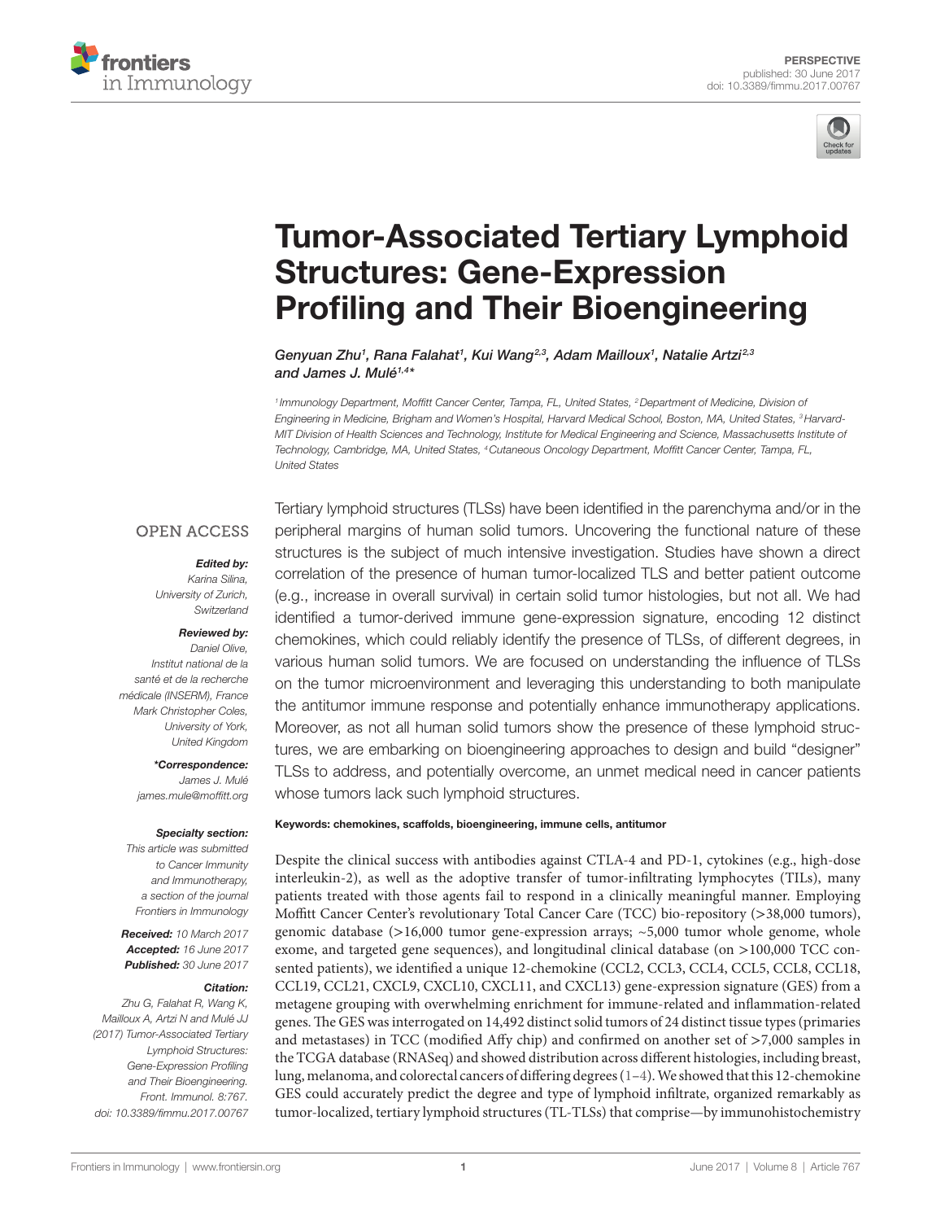PERSPECTIVE
published: 30 June 2017
doi: 10.3389/fimmu.2017.00767

# Tumor-Associated Tertiary Lymphoid Structures: Gene-Expression Profiling and Their Bioengineering

*Genyuan Zhu[1], Rana Falahat[1], Kui Wang[2,3], Adam Mailloux[1], Natalie Artzi[2,3] and James J. Mulé[1,4]\**

[1] Immunology Department, Moffitt Cancer Center, Tampa, FL, United States, [2] Department of Medicine, Division of Engineering in Medicine, Brigham and Women's Hospital, Harvard Medical School, Boston, MA, United States, [3] Harvard-MIT Division of Health Sciences and Technology, Institute for Medical Engineering and Science, Massachusetts Institute of Technology, Cambridge, MA, United States, [4] Cutaneous Oncology Department, Moffitt Cancer Center, Tampa, FL, United States

OPEN ACCESS

**Edited by:**
*Karina Silina, University of Zurich, Switzerland*

**Reviewed by:**
*Daniel Olive, Institut national de la santé et de la recherche médicale (INSERM), France*
*Mark Christopher Coles, University of York, United Kingdom*

**\*Correspondence:**
*James J. Mulé*
*james.mule@moffitt.org*

**Specialty section:**
*This article was submitted to Cancer Immunity and Immunotherapy, a section of the journal Frontiers in Immunology*

**Received:** *10 March 2017*
**Accepted:** *16 June 2017*
**Published:** *30 June 2017*

**Citation:**
*Zhu G, Falahat R, Wang K, Mailloux A, Artzi N and Mulé JJ (2017) Tumor-Associated Tertiary Lymphoid Structures: Gene-Expression Profiling and Their Bioengineering. Front. Immunol. 8:767. doi: 10.3389/fimmu.2017.00767*

Tertiary lymphoid structures (TLSs) have been identified in the parenchyma and/or in the peripheral margins of human solid tumors. Uncovering the functional nature of these structures is the subject of much intensive investigation. Studies have shown a direct correlation of the presence of human tumor-localized TLS and better patient outcome (e.g., increase in overall survival) in certain solid tumor histologies, but not all. We had identified a tumor-derived immune gene-expression signature, encoding 12 distinct chemokines, which could reliably identify the presence of TLSs, of different degrees, in various human solid tumors. We are focused on understanding the influence of TLSs on the tumor microenvironment and leveraging this understanding to both manipulate the antitumor immune response and potentially enhance immunotherapy applications. Moreover, as not all human solid tumors show the presence of these lymphoid structures, we are embarking on bioengineering approaches to design and build "designer" TLSs to address, and potentially overcome, an unmet medical need in cancer patients whose tumors lack such lymphoid structures.

**Keywords: chemokines, scaffolds, bioengineering, immune cells, antitumor**

Despite the clinical success with antibodies against CTLA-4 and PD-1, cytokines (e.g., high-dose interleukin-2), as well as the adoptive transfer of tumor-infiltrating lymphocytes (TILs), many patients treated with those agents fail to respond in a clinically meaningful manner. Employing Moffitt Cancer Center's revolutionary Total Cancer Care (TCC) bio-repository (>38,000 tumors), genomic database (>16,000 tumor gene-expression arrays; ~5,000 tumor whole genome, whole exome, and targeted gene sequences), and longitudinal clinical database (on >100,000 TCC consented patients), we identified a unique 12-chemokine (CCL2, CCL3, CCL4, CCL5, CCL8, CCL18, CCL19, CCL21, CXCL9, CXCL10, CXCL11, and CXCL13) gene-expression signature (GES) from a metagene grouping with overwhelming enrichment for immune-related and inflammation-related genes. The GES was interrogated on 14,492 distinct solid tumors of 24 distinct tissue types (primaries and metastases) in TCC (modified Affy chip) and confirmed on another set of >7,000 samples in the TCGA database (RNASeq) and showed distribution across different histologies, including breast, lung, melanoma, and colorectal cancers of differing degrees (1–4). We showed that this 12-chemokine GES could accurately predict the degree and type of lymphoid infiltrate, organized remarkably as tumor-localized, tertiary lymphoid structures (TL-TLSs) that comprise—by immunohistochemistry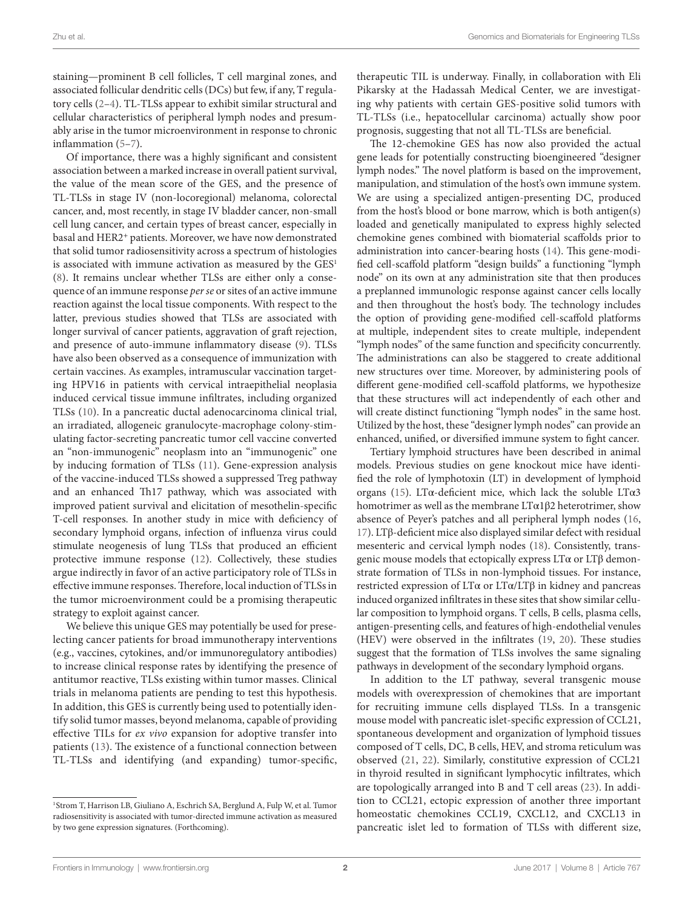staining—prominent B cell follicles, T cell marginal zones, and associated follicular dendritic cells (DCs) but few, if any, T regulatory cells (2–4). TL-TLSs appear to exhibit similar structural and cellular characteristics of peripheral lymph nodes and presumably arise in the tumor microenvironment in response to chronic inflammation (5–7).

Of importance, there was a highly significant and consistent association between a marked increase in overall patient survival, the value of the mean score of the GES, and the presence of TL-TLSs in stage IV (non-locoregional) melanoma, colorectal cancer, and, most recently, in stage IV bladder cancer, non-small cell lung cancer, and certain types of breast cancer, especially in basal and HER2$^+$ patients. Moreover, we have now demonstrated that solid tumor radiosensitivity across a spectrum of histologies is associated with immune activation as measured by the GES[1] (8). It remains unclear whether TLSs are either only a consequence of an immune response *per se* or sites of an active immune reaction against the local tissue components. With respect to the latter, previous studies showed that TLSs are associated with longer survival of cancer patients, aggravation of graft rejection, and presence of auto-immune inflammatory disease (9). TLSs have also been observed as a consequence of immunization with certain vaccines. As examples, intramuscular vaccination targeting HPV16 in patients with cervical intraepithelial neoplasia induced cervical tissue immune infiltrates, including organized TLSs (10). In a pancreatic ductal adenocarcinoma clinical trial, an irradiated, allogeneic granulocyte-macrophage colony-stimulating factor-secreting pancreatic tumor cell vaccine converted an "non-immunogenic" neoplasm into an "immunogenic" one by inducing formation of TLSs (11). Gene-expression analysis of the vaccine-induced TLSs showed a suppressed Treg pathway and an enhanced Th17 pathway, which was associated with improved patient survival and elicitation of mesothelin-specific T-cell responses. In another study in mice with deficiency of secondary lymphoid organs, infection of influenza virus could stimulate neogenesis of lung TLSs that produced an efficient protective immune response (12). Collectively, these studies argue indirectly in favor of an active participatory role of TLSs in effective immune responses. Therefore, local induction of TLSs in the tumor microenvironment could be a promising therapeutic strategy to exploit against cancer.

We believe this unique GES may potentially be used for preselecting cancer patients for broad immunotherapy interventions (e.g., vaccines, cytokines, and/or immunoregulatory antibodies) to increase clinical response rates by identifying the presence of antitumor reactive, TLSs existing within tumor masses. Clinical trials in melanoma patients are pending to test this hypothesis. In addition, this GES is currently being used to potentially identify solid tumor masses, beyond melanoma, capable of providing effective TILs for *ex vivo* expansion for adoptive transfer into patients (13). The existence of a functional connection between TL-TLSs and identifying (and expanding) tumor-specific, therapeutic TIL is underway. Finally, in collaboration with Eli Pikarsky at the Hadassah Medical Center, we are investigating why patients with certain GES-positive solid tumors with TL-TLSs (i.e., hepatocellular carcinoma) actually show poor prognosis, suggesting that not all TL-TLSs are beneficial.

The 12-chemokine GES has now also provided the actual gene leads for potentially constructing bioengineered "designer lymph nodes." The novel platform is based on the improvement, manipulation, and stimulation of the host's own immune system. We are using a specialized antigen-presenting DC, produced from the host's blood or bone marrow, which is both antigen(s) loaded and genetically manipulated to express highly selected chemokine genes combined with biomaterial scaffolds prior to administration into cancer-bearing hosts (14). This gene-modified cell-scaffold platform "design builds" a functioning "lymph node" on its own at any administration site that then produces a preplanned immunologic response against cancer cells locally and then throughout the host's body. The technology includes the option of providing gene-modified cell-scaffold platforms at multiple, independent sites to create multiple, independent "lymph nodes" of the same function and specificity concurrently. The administrations can also be staggered to create additional new structures over time. Moreover, by administering pools of different gene-modified cell-scaffold platforms, we hypothesize that these structures will act independently of each other and will create distinct functioning "lymph nodes" in the same host. Utilized by the host, these "designer lymph nodes" can provide an enhanced, unified, or diversified immune system to fight cancer.

Tertiary lymphoid structures have been described in animal models. Previous studies on gene knockout mice have identified the role of lymphotoxin (LT) in development of lymphoid organs (15). LTα-deficient mice, which lack the soluble LTα3 homotrimer as well as the membrane LTα1β2 heterotrimer, show absence of Peyer's patches and all peripheral lymph nodes (16, 17). LTβ-deficient mice also displayed similar defect with residual mesenteric and cervical lymph nodes (18). Consistently, transgenic mouse models that ectopically express LTα or LTβ demonstrate formation of TLSs in non-lymphoid tissues. For instance, restricted expression of LTα or LTα/LTβ in kidney and pancreas induced organized infiltrates in these sites that show similar cellular composition to lymphoid organs. T cells, B cells, plasma cells, antigen-presenting cells, and features of high-endothelial venules (HEV) were observed in the infiltrates (19, 20). These studies suggest that the formation of TLSs involves the same signaling pathways in development of the secondary lymphoid organs.

In addition to the LT pathway, several transgenic mouse models with overexpression of chemokines that are important for recruiting immune cells displayed TLSs. In a transgenic mouse model with pancreatic islet-specific expression of CCL21, spontaneous development and organization of lymphoid tissues composed of T cells, DC, B cells, HEV, and stroma reticulum was observed (21, 22). Similarly, constitutive expression of CCL21 in thyroid resulted in significant lymphocytic infiltrates, which are topologically arranged into B and T cell areas (23). In addition to CCL21, ectopic expression of another three important homeostatic chemokines CCL19, CXCL12, and CXCL13 in pancreatic islet led to formation of TLSs with different size,

[1] Strom T, Harrison LB, Giuliano A, Eschrich SA, Berglund A, Fulp W, et al. Tumor radiosensitivity is associated with tumor-directed immune activation as measured by two gene expression signatures. (Forthcoming).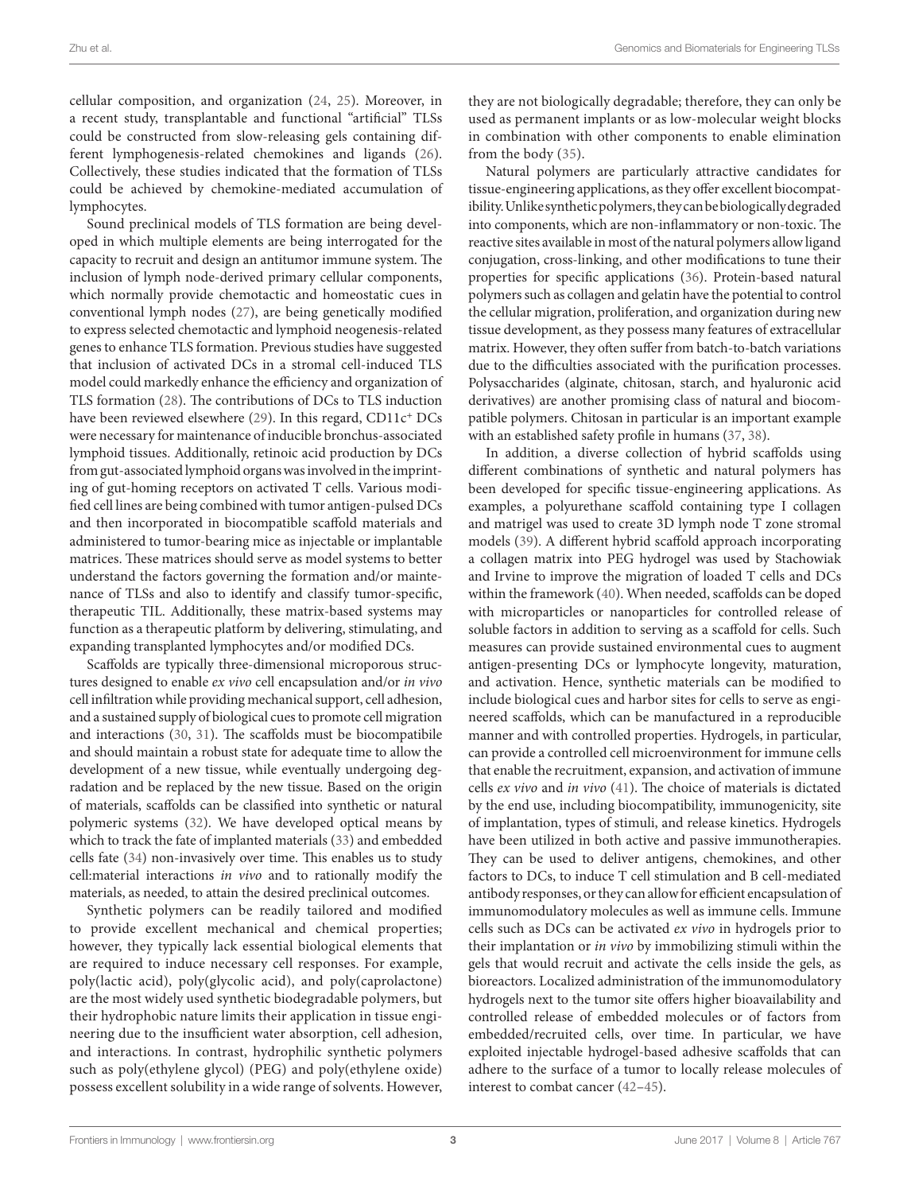cellular composition, and organization (24, 25). Moreover, in a recent study, transplantable and functional "artificial" TLSs could be constructed from slow-releasing gels containing different lymphogenesis-related chemokines and ligands (26). Collectively, these studies indicated that the formation of TLSs could be achieved by chemokine-mediated accumulation of lymphocytes.

Sound preclinical models of TLS formation are being developed in which multiple elements are being interrogated for the capacity to recruit and design an antitumor immune system. The inclusion of lymph node-derived primary cellular components, which normally provide chemotactic and homeostatic cues in conventional lymph nodes (27), are being genetically modified to express selected chemotactic and lymphoid neogenesis-related genes to enhance TLS formation. Previous studies have suggested that inclusion of activated DCs in a stromal cell-induced TLS model could markedly enhance the efficiency and organization of TLS formation (28). The contributions of DCs to TLS induction have been reviewed elsewhere (29). In this regard, CD11c$^+$ DCs were necessary for maintenance of inducible bronchus-associated lymphoid tissues. Additionally, retinoic acid production by DCs from gut-associated lymphoid organs was involved in the imprinting of gut-homing receptors on activated T cells. Various modified cell lines are being combined with tumor antigen-pulsed DCs and then incorporated in biocompatible scaffold materials and administered to tumor-bearing mice as injectable or implantable matrices. These matrices should serve as model systems to better understand the factors governing the formation and/or maintenance of TLSs and also to identify and classify tumor-specific, therapeutic TIL. Additionally, these matrix-based systems may function as a therapeutic platform by delivering, stimulating, and expanding transplanted lymphocytes and/or modified DCs.

Scaffolds are typically three-dimensional microporous structures designed to enable *ex vivo* cell encapsulation and/or *in vivo* cell infiltration while providing mechanical support, cell adhesion, and a sustained supply of biological cues to promote cell migration and interactions (30, 31). The scaffolds must be biocompatibile and should maintain a robust state for adequate time to allow the development of a new tissue, while eventually undergoing degradation and be replaced by the new tissue. Based on the origin of materials, scaffolds can be classified into synthetic or natural polymeric systems (32). We have developed optical means by which to track the fate of implanted materials (33) and embedded cells fate (34) non-invasively over time. This enables us to study cell:material interactions *in vivo* and to rationally modify the materials, as needed, to attain the desired preclinical outcomes.

Synthetic polymers can be readily tailored and modified to provide excellent mechanical and chemical properties; however, they typically lack essential biological elements that are required to induce necessary cell responses. For example, poly(lactic acid), poly(glycolic acid), and poly(caprolactone) are the most widely used synthetic biodegradable polymers, but their hydrophobic nature limits their application in tissue engineering due to the insufficient water absorption, cell adhesion, and interactions. In contrast, hydrophilic synthetic polymers such as poly(ethylene glycol) (PEG) and poly(ethylene oxide) possess excellent solubility in a wide range of solvents. However, they are not biologically degradable; therefore, they can only be used as permanent implants or as low-molecular weight blocks in combination with other components to enable elimination from the body (35).

Natural polymers are particularly attractive candidates for tissue-engineering applications, as they offer excellent biocompatibility. Unlike synthetic polymers, they can be biologically degraded into components, which are non-inflammatory or non-toxic. The reactive sites available in most of the natural polymers allow ligand conjugation, cross-linking, and other modifications to tune their properties for specific applications (36). Protein-based natural polymers such as collagen and gelatin have the potential to control the cellular migration, proliferation, and organization during new tissue development, as they possess many features of extracellular matrix. However, they often suffer from batch-to-batch variations due to the difficulties associated with the purification processes. Polysaccharides (alginate, chitosan, starch, and hyaluronic acid derivatives) are another promising class of natural and biocompatible polymers. Chitosan in particular is an important example with an established safety profile in humans (37, 38).

In addition, a diverse collection of hybrid scaffolds using different combinations of synthetic and natural polymers has been developed for specific tissue-engineering applications. As examples, a polyurethane scaffold containing type I collagen and matrigel was used to create 3D lymph node T zone stromal models (39). A different hybrid scaffold approach incorporating a collagen matrix into PEG hydrogel was used by Stachowiak and Irvine to improve the migration of loaded T cells and DCs within the framework (40). When needed, scaffolds can be doped with microparticles or nanoparticles for controlled release of soluble factors in addition to serving as a scaffold for cells. Such measures can provide sustained environmental cues to augment antigen-presenting DCs or lymphocyte longevity, maturation, and activation. Hence, synthetic materials can be modified to include biological cues and harbor sites for cells to serve as engineered scaffolds, which can be manufactured in a reproducible manner and with controlled properties. Hydrogels, in particular, can provide a controlled cell microenvironment for immune cells that enable the recruitment, expansion, and activation of immune cells *ex vivo* and *in vivo* (41). The choice of materials is dictated by the end use, including biocompatibility, immunogenicity, site of implantation, types of stimuli, and release kinetics. Hydrogels have been utilized in both active and passive immunotherapies. They can be used to deliver antigens, chemokines, and other factors to DCs, to induce T cell stimulation and B cell-mediated antibody responses, or they can allow for efficient encapsulation of immunomodulatory molecules as well as immune cells. Immune cells such as DCs can be activated *ex vivo* in hydrogels prior to their implantation or *in vivo* by immobilizing stimuli within the gels that would recruit and activate the cells inside the gels, as bioreactors. Localized administration of the immunomodulatory hydrogels next to the tumor site offers higher bioavailability and controlled release of embedded molecules or of factors from embedded/recruited cells, over time. In particular, we have exploited injectable hydrogel-based adhesive scaffolds that can adhere to the surface of a tumor to locally release molecules of interest to combat cancer (42–45).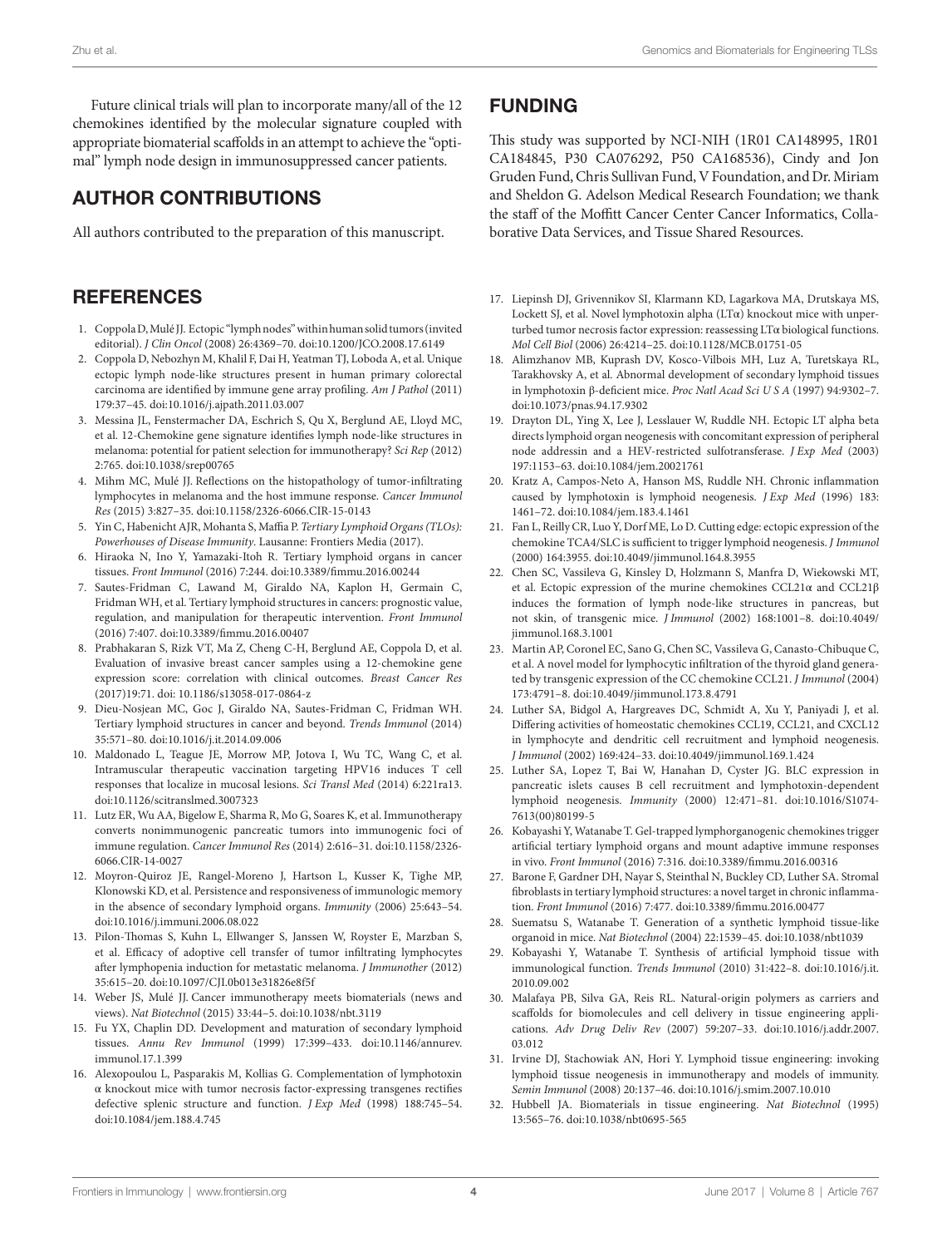Future clinical trials will plan to incorporate many/all of the 12 chemokines identified by the molecular signature coupled with appropriate biomaterial scaffolds in an attempt to achieve the "optimal" lymph node design in immunosuppressed cancer patients.

## AUTHOR CONTRIBUTIONS

All authors contributed to the preparation of this manuscript.

## FUNDING

This study was supported by NCI-NIH (1R01 CA148995, 1R01 CA184845, P30 CA076292, P50 CA168536), Cindy and Jon Gruden Fund, Chris Sullivan Fund, V Foundation, and Dr. Miriam and Sheldon G. Adelson Medical Research Foundation; we thank the staff of the Moffitt Cancer Center Cancer Informatics, Collaborative Data Services, and Tissue Shared Resources.

## REFERENCES

1. Coppola D, Mulé JJ. Ectopic "lymph nodes" within human solid tumors (invited editorial). *J Clin Oncol* (2008) 26:4369–70. doi:10.1200/JCO.2008.17.6149
2. Coppola D, Nebozhyn M, Khalil F, Dai H, Yeatman TJ, Loboda A, et al. Unique ectopic lymph node-like structures present in human primary colorectal carcinoma are identified by immune gene array profiling. *Am J Pathol* (2011) 179:37–45. doi:10.1016/j.ajpath.2011.03.007
3. Messina JL, Fenstermacher DA, Eschrich S, Qu X, Berglund AE, Lloyd MC, et al. 12-Chemokine gene signature identifies lymph node-like structures in melanoma: potential for patient selection for immunotherapy? *Sci Rep* (2012) 2:765. doi:10.1038/srep00765
4. Mihm MC, Mulé JJ. Reflections on the histopathology of tumor-infiltrating lymphocytes in melanoma and the host immune response. *Cancer Immunol Res* (2015) 3:827–35. doi:10.1158/2326-6066.CIR-15-0143
5. Yin C, Habenicht AJR, Mohanta S, Maffia P. *Tertiary Lymphoid Organs (TLOs): Powerhouses of Disease Immunity*. Lausanne: Frontiers Media (2017).
6. Hiraoka N, Ino Y, Yamazaki-Itoh R. Tertiary lymphoid organs in cancer tissues. *Front Immunol* (2016) 7:244. doi:10.3389/fimmu.2016.00244
7. Sautes-Fridman C, Lawand M, Giraldo NA, Kaplon H, Germain C, Fridman WH, et al. Tertiary lymphoid structures in cancers: prognostic value, regulation, and manipulation for therapeutic intervention. *Front Immunol* (2016) 7:407. doi:10.3389/fimmu.2016.00407
8. Prabhakaran S, Rizk VT, Ma Z, Cheng C-H, Berglund AE, Coppola D, et al. Evaluation of invasive breast cancer samples using a 12-chemokine gene expression score: correlation with clinical outcomes. *Breast Cancer Res* (2017)19:71. doi: 10.1186/s13058-017-0864-z
9. Dieu-Nosjean MC, Goc J, Giraldo NA, Sautes-Fridman C, Fridman WH. Tertiary lymphoid structures in cancer and beyond. *Trends Immunol* (2014) 35:571–80. doi:10.1016/j.it.2014.09.006
10. Maldonado L, Teague JE, Morrow MP, Jotova I, Wu TC, Wang C, et al. Intramuscular therapeutic vaccination targeting HPV16 induces T cell responses that localize in mucosal lesions. *Sci Transl Med* (2014) 6:221ra13. doi:10.1126/scitranslmed.3007323
11. Lutz ER, Wu AA, Bigelow E, Sharma R, Mo G, Soares K, et al. Immunotherapy converts nonimmunogenic pancreatic tumors into immunogenic foci of immune regulation. *Cancer Immunol Res* (2014) 2:616–31. doi:10.1158/2326-6066.CIR-14-0027
12. Moyron-Quiroz JE, Rangel-Moreno J, Hartson L, Kusser K, Tighe MP, Klonowski KD, et al. Persistence and responsiveness of immunologic memory in the absence of secondary lymphoid organs. *Immunity* (2006) 25:643–54. doi:10.1016/j.immuni.2006.08.022
13. Pilon-Thomas S, Kuhn L, Ellwanger S, Janssen W, Royster E, Marzban S, et al. Efficacy of adoptive cell transfer of tumor infiltrating lymphocytes after lymphopenia induction for metastatic melanoma. *J Immunother* (2012) 35:615–20. doi:10.1097/CJI.0b013e31826e8f5f
14. Weber JS, Mulé JJ. Cancer immunotherapy meets biomaterials (news and views). *Nat Biotechnol* (2015) 33:44–5. doi:10.1038/nbt.3119
15. Fu YX, Chaplin DD. Development and maturation of secondary lymphoid tissues. *Annu Rev Immunol* (1999) 17:399–433. doi:10.1146/annurev.immunol.17.1.399
16. Alexopoulou L, Pasparakis M, Kollias G. Complementation of lymphotoxin α knockout mice with tumor necrosis factor-expressing transgenes rectifies defective splenic structure and function. *J Exp Med* (1998) 188:745–54. doi:10.1084/jem.188.4.745
17. Liepinsh DJ, Grivennikov SI, Klarmann KD, Lagarkova MA, Drutskaya MS, Lockett SJ, et al. Novel lymphotoxin alpha (LTα) knockout mice with unperturbed tumor necrosis factor expression: reassessing LTα biological functions. *Mol Cell Biol* (2006) 26:4214–25. doi:10.1128/MCB.01751-05
18. Alimzhanov MB, Kuprash DV, Kosco-Vilbois MH, Luz A, Turetskaya RL, Tarakhovsky A, et al. Abnormal development of secondary lymphoid tissues in lymphotoxin β-deficient mice. *Proc Natl Acad Sci U S A* (1997) 94:9302–7. doi:10.1073/pnas.94.17.9302
19. Drayton DL, Ying X, Lee J, Lesslauer W, Ruddle NH. Ectopic LT alpha beta directs lymphoid organ neogenesis with concomitant expression of peripheral node addressin and a HEV-restricted sulfotransferase. *J Exp Med* (2003) 197:1153–63. doi:10.1084/jem.20021761
20. Kratz A, Campos-Neto A, Hanson MS, Ruddle NH. Chronic inflammation caused by lymphotoxin is lymphoid neogenesis. *J Exp Med* (1996) 183: 1461–72. doi:10.1084/jem.183.4.1461
21. Fan L, Reilly CR, Luo Y, Dorf ME, Lo D. Cutting edge: ectopic expression of the chemokine TCA4/SLC is sufficient to trigger lymphoid neogenesis. *J Immunol* (2000) 164:3955. doi:10.4049/jimmunol.164.8.3955
22. Chen SC, Vassileva G, Kinsley D, Holzmann S, Manfra D, Wiekowski MT, et al. Ectopic expression of the murine chemokines CCL21α and CCL21β induces the formation of lymph node-like structures in pancreas, but not skin, of transgenic mice. *J Immunol* (2002) 168:1001–8. doi:10.4049/jimmunol.168.3.1001
23. Martin AP, Coronel EC, Sano G, Chen SC, Vassileva G, Canasto-Chibuque C, et al. A novel model for lymphocytic infiltration of the thyroid gland generated by transgenic expression of the CC chemokine CCL21. *J Immunol* (2004) 173:4791–8. doi:10.4049/jimmunol.173.8.4791
24. Luther SA, Bidgol A, Hargreaves DC, Schmidt A, Xu Y, Paniyadi J, et al. Differing activities of homeostatic chemokines CCL19, CCL21, and CXCL12 in lymphocyte and dendritic cell recruitment and lymphoid neogenesis. *J Immunol* (2002) 169:424–33. doi:10.4049/jimmunol.169.1.424
25. Luther SA, Lopez T, Bai W, Hanahan D, Cyster JG. BLC expression in pancreatic islets causes B cell recruitment and lymphotoxin-dependent lymphoid neogenesis. *Immunity* (2000) 12:471–81. doi:10.1016/S1074-7613(00)80199-5
26. Kobayashi Y, Watanabe T. Gel-trapped lymphorganogenic chemokines trigger artificial tertiary lymphoid organs and mount adaptive immune responses in vivo. *Front Immunol* (2016) 7:316. doi:10.3389/fimmu.2016.00316
27. Barone F, Gardner DH, Nayar S, Steinthal N, Buckley CD, Luther SA. Stromal fibroblasts in tertiary lymphoid structures: a novel target in chronic inflammation. *Front Immunol* (2016) 7:477. doi:10.3389/fimmu.2016.00477
28. Suematsu S, Watanabe T. Generation of a synthetic lymphoid tissue-like organoid in mice. *Nat Biotechnol* (2004) 22:1539–45. doi:10.1038/nbt1039
29. Kobayashi Y, Watanabe T. Synthesis of artificial lymphoid tissue with immunological function. *Trends Immunol* (2010) 31:422–8. doi:10.1016/j.it.2010.09.002
30. Malafaya PB, Silva GA, Reis RL. Natural-origin polymers as carriers and scaffolds for biomolecules and cell delivery in tissue engineering applications. *Adv Drug Deliv Rev* (2007) 59:207–33. doi:10.1016/j.addr.2007.03.012
31. Irvine DJ, Stachowiak AN, Hori Y. Lymphoid tissue engineering: invoking lymphoid tissue neogenesis in immunotherapy and models of immunity. *Semin Immunol* (2008) 20:137–46. doi:10.1016/j.smim.2007.10.010
32. Hubbell JA. Biomaterials in tissue engineering. *Nat Biotechnol* (1995) 13:565–76. doi:10.1038/nbt0695-565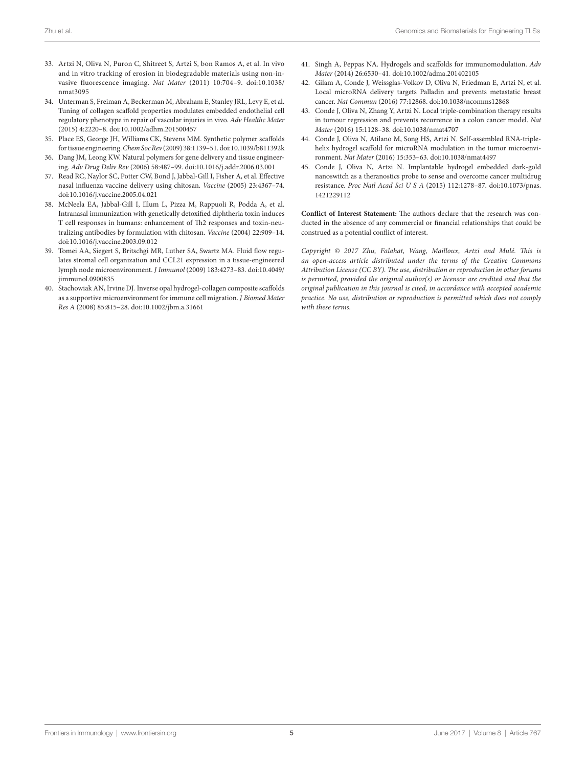33. Artzi N, Oliva N, Puron C, Shitreet S, Artzi S, bon Ramos A, et al. In vivo and in vitro tracking of erosion in biodegradable materials using non-invasive fluorescence imaging. *Nat Mater* (2011) 10:704–9. doi:10.1038/nmat3095
34. Unterman S, Freiman A, Beckerman M, Abraham E, Stanley JRL, Levy E, et al. Tuning of collagen scaffold properties modulates embedded endothelial cell regulatory phenotype in repair of vascular injuries in vivo. *Adv Healthc Mater* (2015) 4:2220–8. doi:10.1002/adhm.201500457
35. Place ES, George JH, Williams CK, Stevens MM. Synthetic polymer scaffolds for tissue engineering. *Chem Soc Rev* (2009) 38:1139–51. doi:10.1039/b811392k
36. Dang JM, Leong KW. Natural polymers for gene delivery and tissue engineering. *Adv Drug Deliv Rev* (2006) 58:487–99. doi:10.1016/j.addr.2006.03.001
37. Read RC, Naylor SC, Potter CW, Bond J, Jabbal-Gill I, Fisher A, et al. Effective nasal influenza vaccine delivery using chitosan. *Vaccine* (2005) 23:4367–74. doi:10.1016/j.vaccine.2005.04.021
38. McNeela EA, Jabbal-Gill I, Illum L, Pizza M, Rappuoli R, Podda A, et al. Intranasal immunization with genetically detoxified diphtheria toxin induces T cell responses in humans: enhancement of Th2 responses and toxin-neutralizing antibodies by formulation with chitosan. *Vaccine* (2004) 22:909–14. doi:10.1016/j.vaccine.2003.09.012
39. Tomei AA, Siegert S, Britschgi MR, Luther SA, Swartz MA. Fluid flow regulates stromal cell organization and CCL21 expression in a tissue-engineered lymph node microenvironment. *J Immunol* (2009) 183:4273–83. doi:10.4049/jimmunol.0900835
40. Stachowiak AN, Irvine DJ. Inverse opal hydrogel-collagen composite scaffolds as a supportive microenvironment for immune cell migration. *J Biomed Mater Res A* (2008) 85:815–28. doi:10.1002/jbm.a.31661
41. Singh A, Peppas NA. Hydrogels and scaffolds for immunomodulation. *Adv Mater* (2014) 26:6530–41. doi:10.1002/adma.201402105
42. Gilam A, Conde J, Weissglas-Volkov D, Oliva N, Friedman E, Artzi N, et al. Local microRNA delivery targets Palladin and prevents metastatic breast cancer. *Nat Commun* (2016) 77:12868. doi:10.1038/ncomms12868
43. Conde J, Oliva N, Zhang Y, Artzi N. Local triple-combination therapy results in tumour regression and prevents recurrence in a colon cancer model. *Nat Mater* (2016) 15:1128–38. doi:10.1038/nmat4707
44. Conde J, Oliva N, Atilano M, Song HS, Artzi N. Self-assembled RNA-triple-helix hydrogel scaffold for microRNA modulation in the tumor microenvironment. *Nat Mater* (2016) 15:353–63. doi:10.1038/nmat4497
45. Conde J, Oliva N, Artzi N. Implantable hydrogel embedded dark-gold nanoswitch as a theranostics probe to sense and overcome cancer multidrug resistance. *Proc Natl Acad Sci U S A* (2015) 112:1278–87. doi:10.1073/pnas.1421229112

**Conflict of Interest Statement:** The authors declare that the research was conducted in the absence of any commercial or financial relationships that could be construed as a potential conflict of interest.

*Copyright © 2017 Zhu, Falahat, Wang, Mailloux, Artzi and Mulé. This is an open-access article distributed under the terms of the Creative Commons Attribution License (CC BY). The use, distribution or reproduction in other forums is permitted, provided the original author(s) or licensor are credited and that the original publication in this journal is cited, in accordance with accepted academic practice. No use, distribution or reproduction is permitted which does not comply with these terms.*